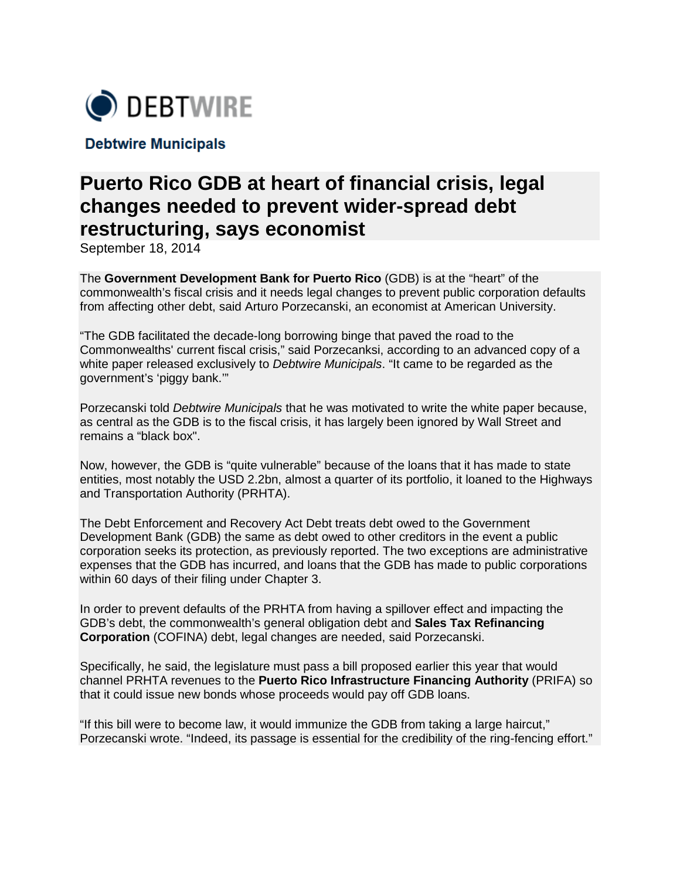DEBTWIRE

**Debtwire Municipals**

# Puerto Rico GDB at heart of financial crisis, legal changes needed to prevent wider-spread debt restructuring, says economist

September 18, 2014

The **Government Development Bank for Puerto Rico** (GDB) is at the "heart" of the commonwealth's fiscal crisis and it needs legal changes to prevent public corporation defaults from affecting other debt, said Arturo Porzecanski, an economist at American University.

"The GDB facilitated the decade-long borrowing binge that paved the road to the Commonwealths' current fiscal crisis," said Porzecanksi, according to an advanced copy of a white paper released exclusively to *Debtwire Municipals*. "It came to be regarded as the government's 'piggy bank.'"

Porzecanski told *Debtwire Municipals* that he was motivated to write the white paper because, as central as the GDB is to the fiscal crisis, it has largely been ignored by Wall Street and remains a "black box".

Now, however, the GDB is "quite vulnerable" because of the loans that it has made to state entities, most notably the USD 2.2bn, almost a quarter of its portfolio, it loaned to the Highways and Transportation Authority (PRHTA).

The Debt Enforcement and Recovery Act Debt treats debt owed to the Government Development Bank (GDB) the same as debt owed to other creditors in the event a public corporation seeks its protection, as previously reported. The two exceptions are administrative expenses that the GDB has incurred, and loans that the GDB has made to public corporations within 60 days of their filing under Chapter 3.

In order to prevent defaults of the PRHTA from having a spillover effect and impacting the GDB's debt, the commonwealth's general obligation debt and **Sales Tax Refinancing Corporation** (COFINA) debt, legal changes are needed, said Porzecanski.

Specifically, he said, the legislature must pass a bill proposed earlier this year that would channel PRHTA revenues to the **Puerto Rico Infrastructure Financing Authority** (PRIFA) so that it could issue new bonds whose proceeds would pay off GDB loans.

"If this bill were to become law, it would immunize the GDB from taking a large haircut," Porzecanski wrote. "Indeed, its passage is essential for the credibility of the ring-fencing effort."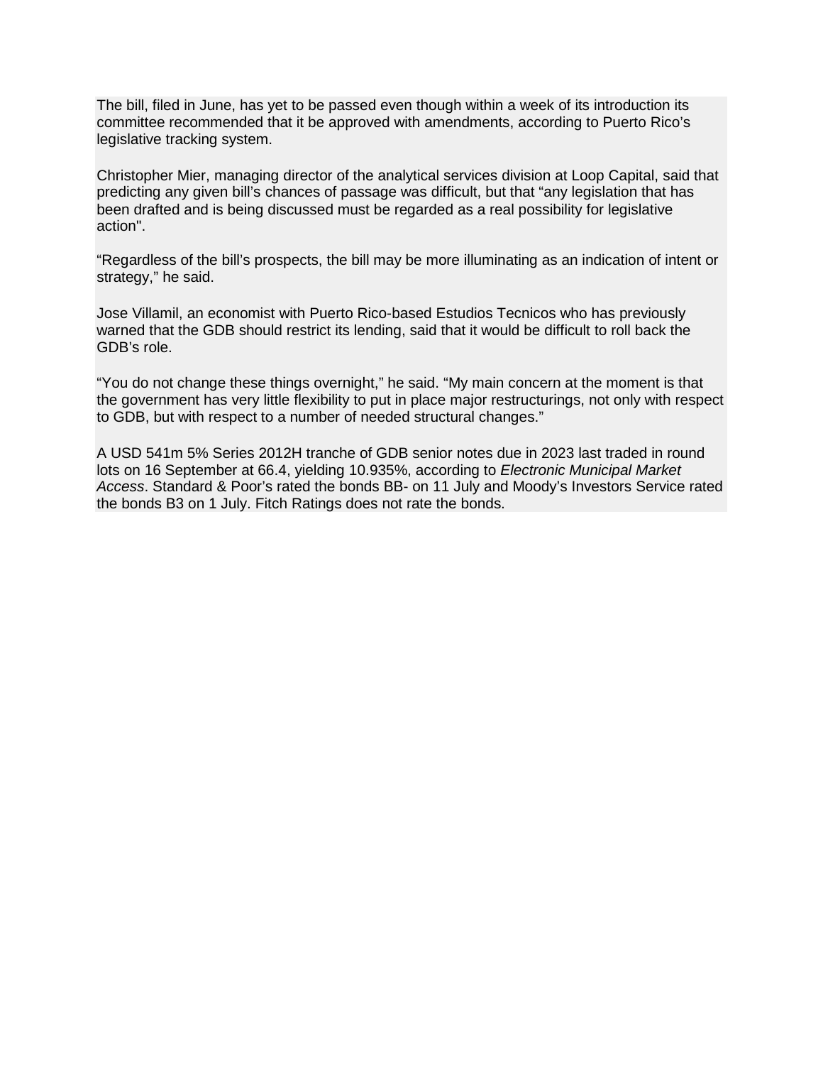The bill, filed in June, has yet to be passed even though within a week of its introduction its committee recommended that it be approved with amendments, according to Puerto Rico's legislative tracking system.

Christopher Mier, managing director of the analytical services division at Loop Capital, said that predicting any given bill's chances of passage was difficult, but that "any legislation that has been drafted and is being discussed must be regarded as a real possibility for legislative action".

"Regardless of the bill's prospects, the bill may be more illuminating as an indication of intent or strategy," he said.

Jose Villamil, an economist with Puerto Rico-based Estudios Tecnicos who has previously warned that the GDB should restrict its lending, said that it would be difficult to roll back the GDB's role.

"You do not change these things overnight," he said. "My main concern at the moment is that the government has very little flexibility to put in place major restructurings, not only with respect to GDB, but with respect to a number of needed structural changes."

A USD 541m 5% Series 2012H tranche of GDB senior notes due in 2023 last traded in round lots on 16 September at 66.4, yielding 10.935%, according to *Electronic Municipal Market Access*. Standard & Poor's rated the bonds BB- on 11 July and Moody's Investors Service rated the bonds B3 on 1 July. Fitch Ratings does not rate the bonds.